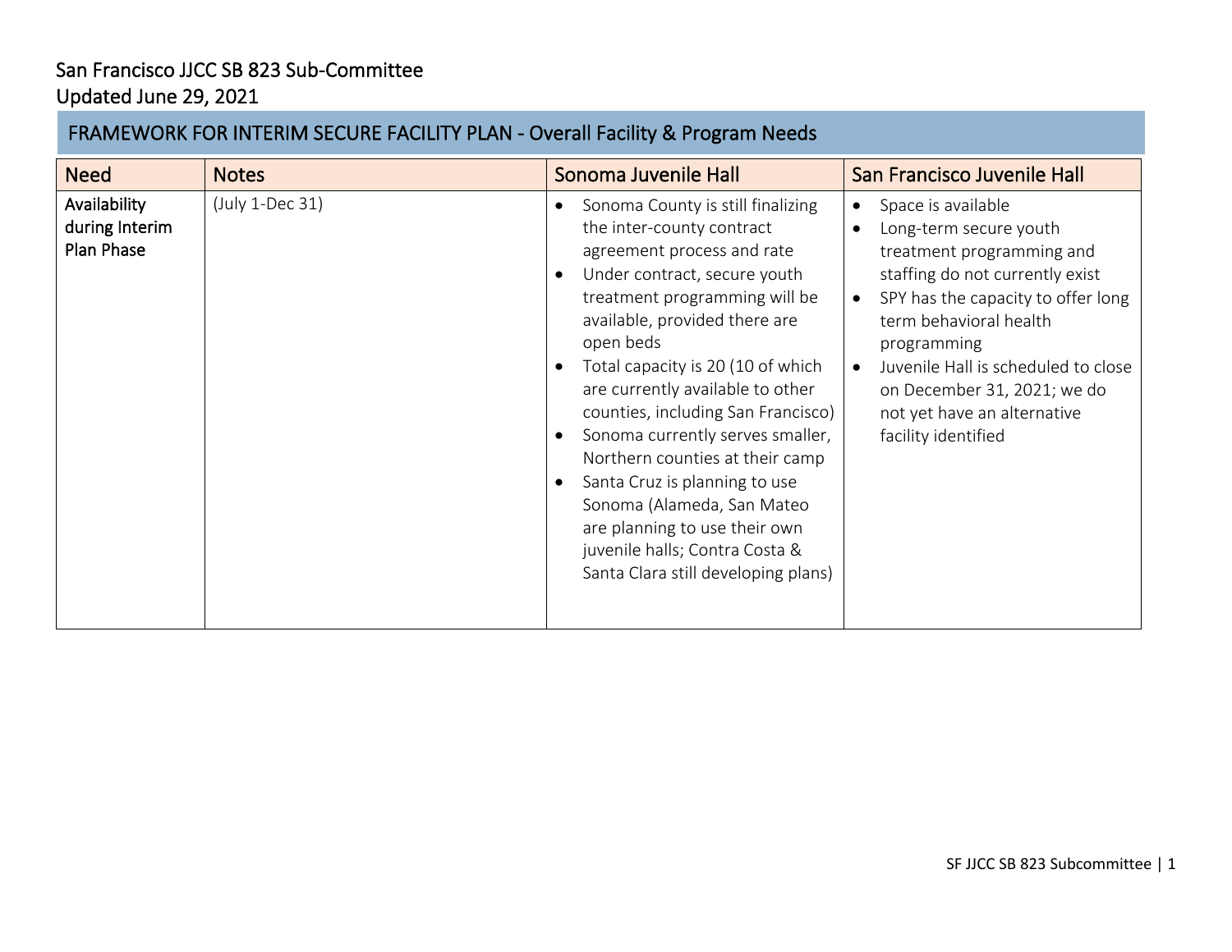# San Francisco JJCC SB 823 Sub-Committee

Updated June 29, 2021

## FRAMEWORK FOR INTERIM SECURE FACILITY PLAN - Overall Facility & Program Needs

| Need | Notes | Sonoma Juvenile Hall | San Francisco Juvenile Hall |
|---|---|---|---|
| Availability during Interim Plan Phase | (July 1-Dec 31) | • Sonoma County is still finalizing the inter-county contract agreement process and rate<br>• Under contract, secure youth treatment programming will be available, provided there are open beds<br>• Total capacity is 20 (10 of which are currently available to other counties, including San Francisco)<br>• Sonoma currently serves smaller, Northern counties at their camp<br>• Santa Cruz is planning to use Sonoma (Alameda, San Mateo are planning to use their own juvenile halls; Contra Costa & Santa Clara still developing plans) | • Space is available<br>• Long-term secure youth treatment programming and staffing do not currently exist<br>• SPY has the capacity to offer long term behavioral health programming<br>• Juvenile Hall is scheduled to close on December 31, 2021; we do not yet have an alternative facility identified |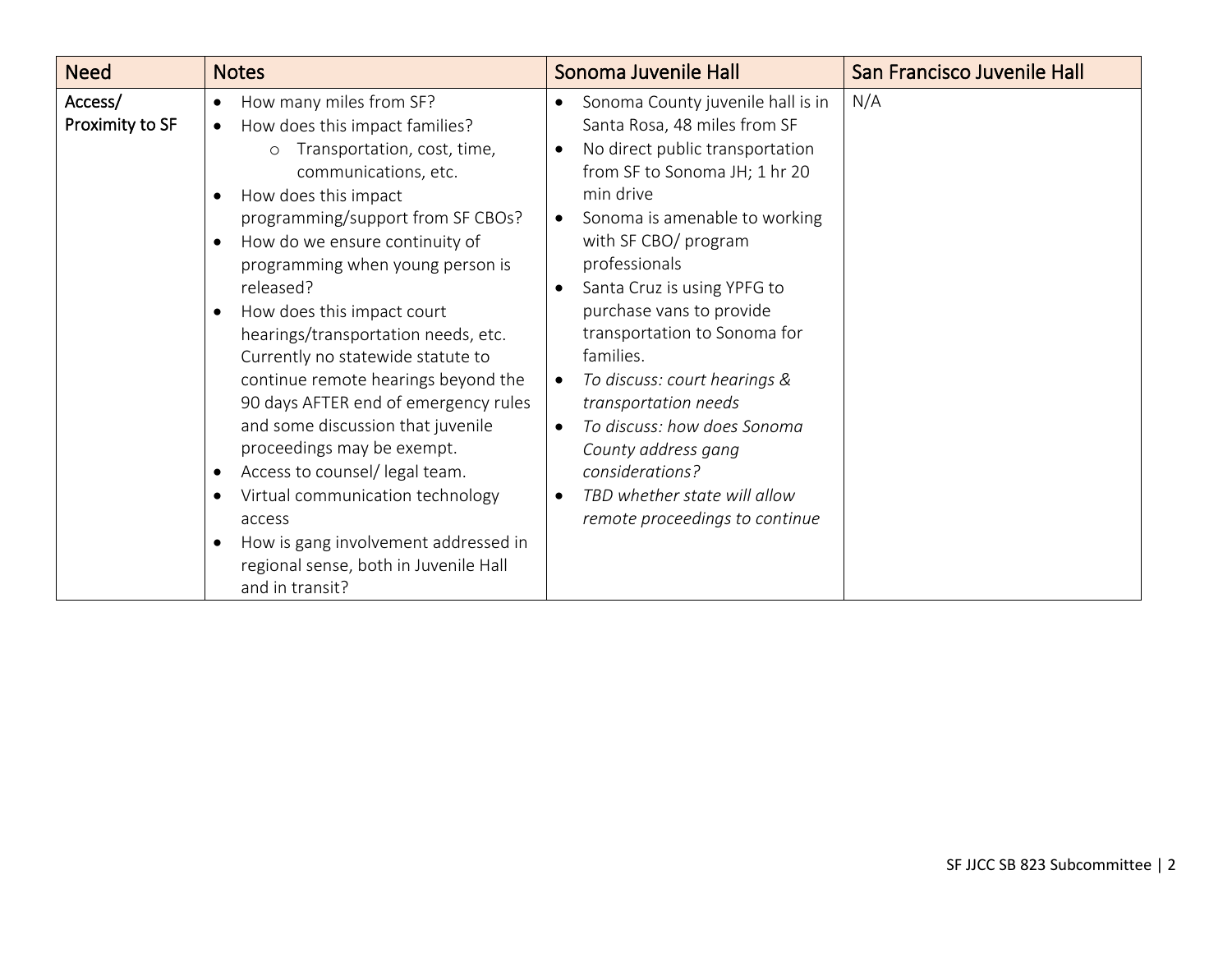| Need | Notes | Sonoma Juvenile Hall | San Francisco Juvenile Hall |
|---|---|---|---|
| **Access/ Proximity to SF** | • How many miles from SF?<br>• How does this impact families?<br>  ○ Transportation, cost, time, communications, etc.<br>• How does this impact programming/support from SF CBOs?<br>• How do we ensure continuity of programming when young person is released?<br>• How does this impact court hearings/transportation needs, etc. Currently no statewide statute to continue remote hearings beyond the 90 days AFTER end of emergency rules and some discussion that juvenile proceedings may be exempt.<br>• Access to counsel/ legal team.<br>• Virtual communication technology access<br>• How is gang involvement addressed in regional sense, both in Juvenile Hall and in transit? | • Sonoma County juvenile hall is in Santa Rosa, 48 miles from SF<br>• No direct public transportation from SF to Sonoma JH; 1 hr 20 min drive<br>• Sonoma is amenable to working with SF CBO/ program professionals<br>• Santa Cruz is using YPFG to purchase vans to provide transportation to Sonoma for families.<br>• *To discuss: court hearings & transportation needs*<br>• *To discuss: how does Sonoma County address gang considerations?*<br>• *TBD whether state will allow remote proceedings to continue* | N/A |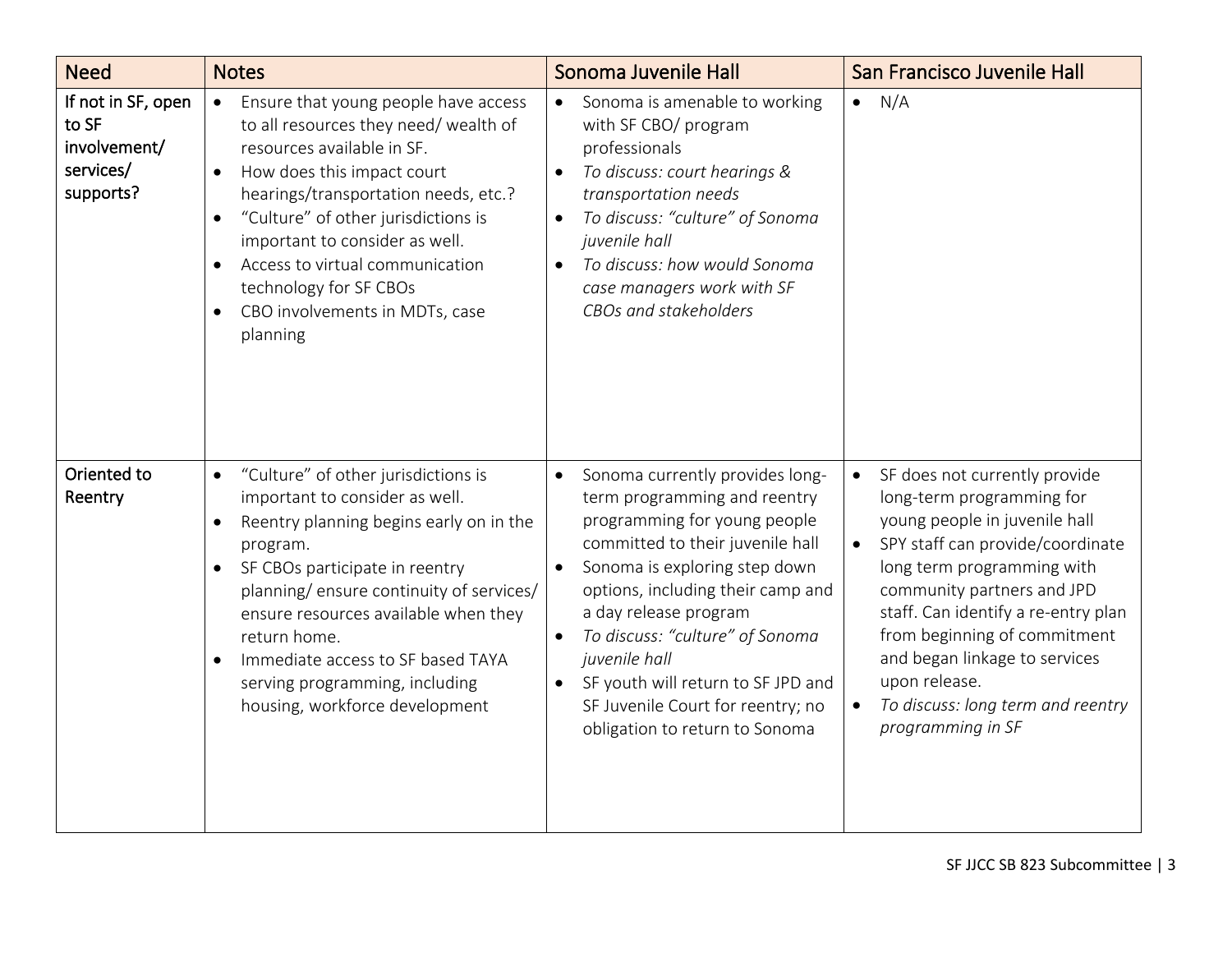| Need | Notes | Sonoma Juvenile Hall | San Francisco Juvenile Hall |
| --- | --- | --- | --- |
| If not in SF, open to SF involvement/ services/ supports? | • Ensure that young people have access to all resources they need/ wealth of resources available in SF.<br>• How does this impact court hearings/transportation needs, etc.?<br>• "Culture" of other jurisdictions is important to consider as well.<br>• Access to virtual communication technology for SF CBOs<br>• CBO involvements in MDTs, case planning | • Sonoma is amenable to working with SF CBO/ program professionals<br>• *To discuss: court hearings & transportation needs*<br>• *To discuss: "culture" of Sonoma juvenile hall*<br>• *To discuss: how would Sonoma case managers work with SF CBOs and stakeholders* | • N/A |
| Oriented to Reentry | • "Culture" of other jurisdictions is important to consider as well.<br>• Reentry planning begins early on in the program.<br>• SF CBOs participate in reentry planning/ ensure continuity of services/ ensure resources available when they return home.<br>• Immediate access to SF based TAYA serving programming, including housing, workforce development | • Sonoma currently provides long-term programming and reentry programming for young people committed to their juvenile hall<br>• Sonoma is exploring step down options, including their camp and a day release program<br>• *To discuss: "culture" of Sonoma juvenile hall*<br>• SF youth will return to SF JPD and SF Juvenile Court for reentry; no obligation to return to Sonoma | • SF does not currently provide long-term programming for young people in juvenile hall<br>• SPY staff can provide/coordinate long term programming with community partners and JPD staff. Can identify a re-entry plan from beginning of commitment and began linkage to services upon release.<br>• *To discuss: long term and reentry programming in SF* |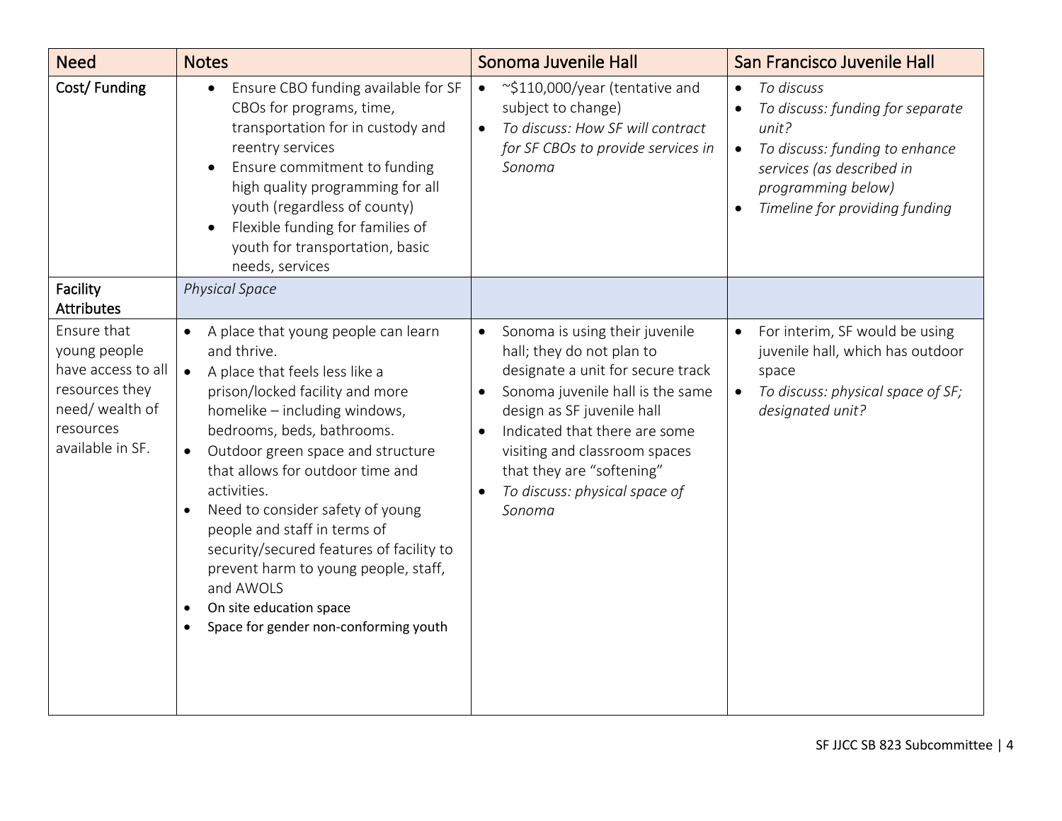| Need | Notes | Sonoma Juvenile Hall | San Francisco Juvenile Hall |
|---|---|---|---|
| **Cost/ Funding** | <ul><li>Ensure CBO funding available for SF CBOs for programs, time, transportation for in custody and reentry services</li><li>Ensure commitment to funding high quality programming for all youth (regardless of county)</li><li>Flexible funding for families of youth for transportation, basic needs, services</li></ul> | <ul><li>~$110,000/year (tentative and subject to change)</li><li>*To discuss: How SF will contract for SF CBOs to provide services in Sonoma*</li></ul> | <ul><li>*To discuss*</li><li>*To discuss: funding for separate unit?*</li><li>*To discuss: funding to enhance services (as described in programming below)*</li><li>*Timeline for providing funding*</li></ul> |
| **Facility Attributes** | *Physical Space* | | |
| Ensure that young people have access to all resources they need/ wealth of resources available in SF. | <ul><li>A place that young people can learn and thrive.</li><li>A place that feels less like a prison/locked facility and more homelike – including windows, bedrooms, beds, bathrooms.</li><li>Outdoor green space and structure that allows for outdoor time and activities.</li><li>Need to consider safety of young people and staff in terms of security/secured features of facility to prevent harm to young people, staff, and AWOLS</li><li>On site education space</li><li>Space for gender non-conforming youth</li></ul> | <ul><li>Sonoma is using their juvenile hall; they do not plan to designate a unit for secure track</li><li>Sonoma juvenile hall is the same design as SF juvenile hall</li><li>Indicated that there are some visiting and classroom spaces that they are "softening"</li><li>*To discuss: physical space of Sonoma*</li></ul> | <ul><li>For interim, SF would be using juvenile hall, which has outdoor space</li><li>*To discuss: physical space of SF; designated unit?*</li></ul> |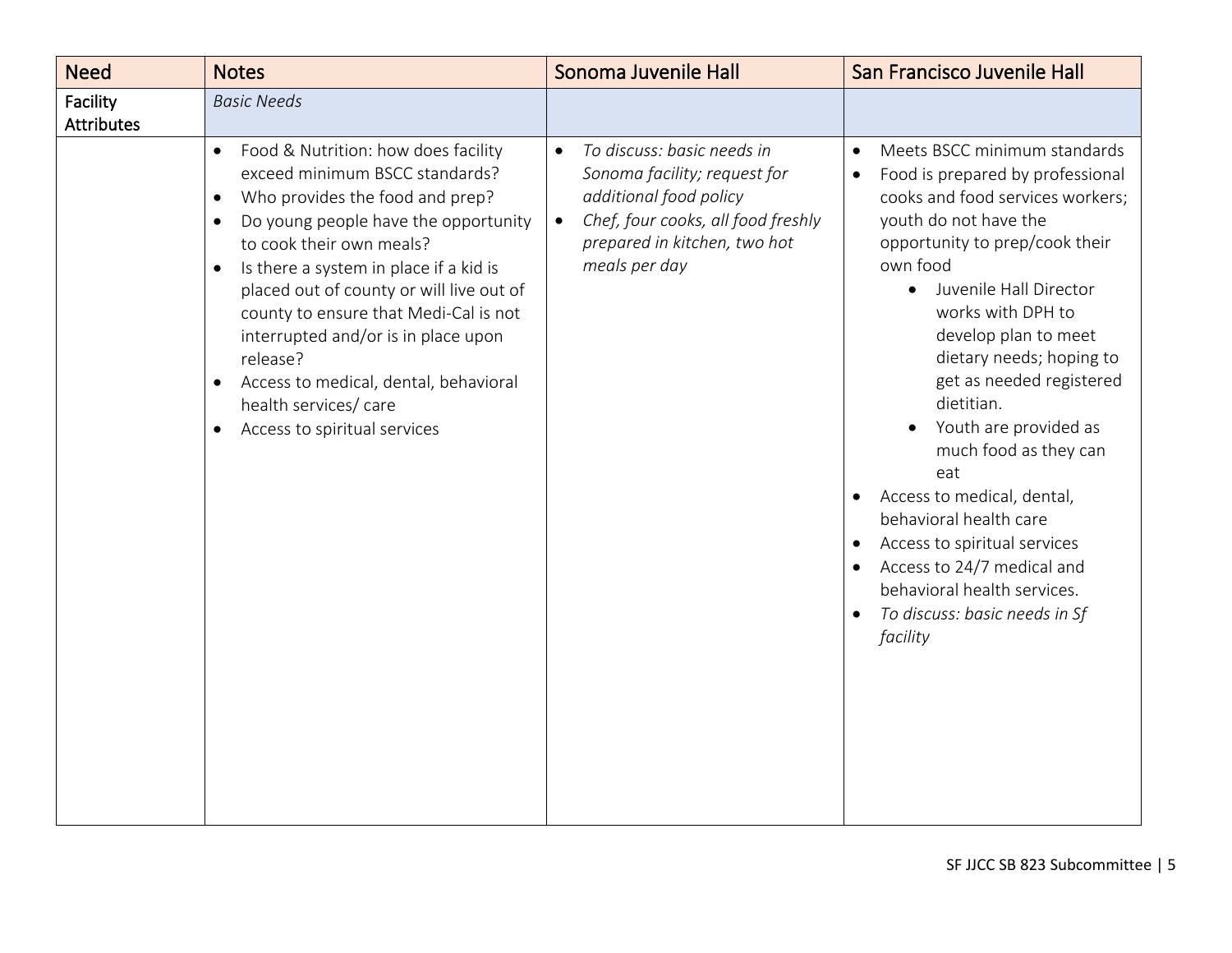| Need | Notes | Sonoma Juvenile Hall | San Francisco Juvenile Hall |
|---|---|---|---|
| Facility Attributes | *Basic Needs* | | |
| | • Food & Nutrition: how does facility exceed minimum BSCC standards?<br>• Who provides the food and prep?<br>• Do young people have the opportunity to cook their own meals?<br>• Is there a system in place if a kid is placed out of county or will live out of county to ensure that Medi-Cal is not interrupted and/or is in place upon release?<br>• Access to medical, dental, behavioral health services/ care<br>• Access to spiritual services | • *To discuss: basic needs in Sonoma facility; request for additional food policy*<br>• *Chef, four cooks, all food freshly prepared in kitchen, two hot meals per day* | • Meets BSCC minimum standards<br>• Food is prepared by professional cooks and food services workers; youth do not have the opportunity to prep/cook their own food<br>&nbsp;&nbsp;&nbsp;&nbsp;◦ Juvenile Hall Director works with DPH to develop plan to meet dietary needs; hoping to get as needed registered dietitian.<br>&nbsp;&nbsp;&nbsp;&nbsp;◦ Youth are provided as much food as they can eat<br>• Access to medical, dental, behavioral health care<br>• Access to spiritual services<br>• Access to 24/7 medical and behavioral health services.<br>• *To discuss: basic needs in Sf facility* |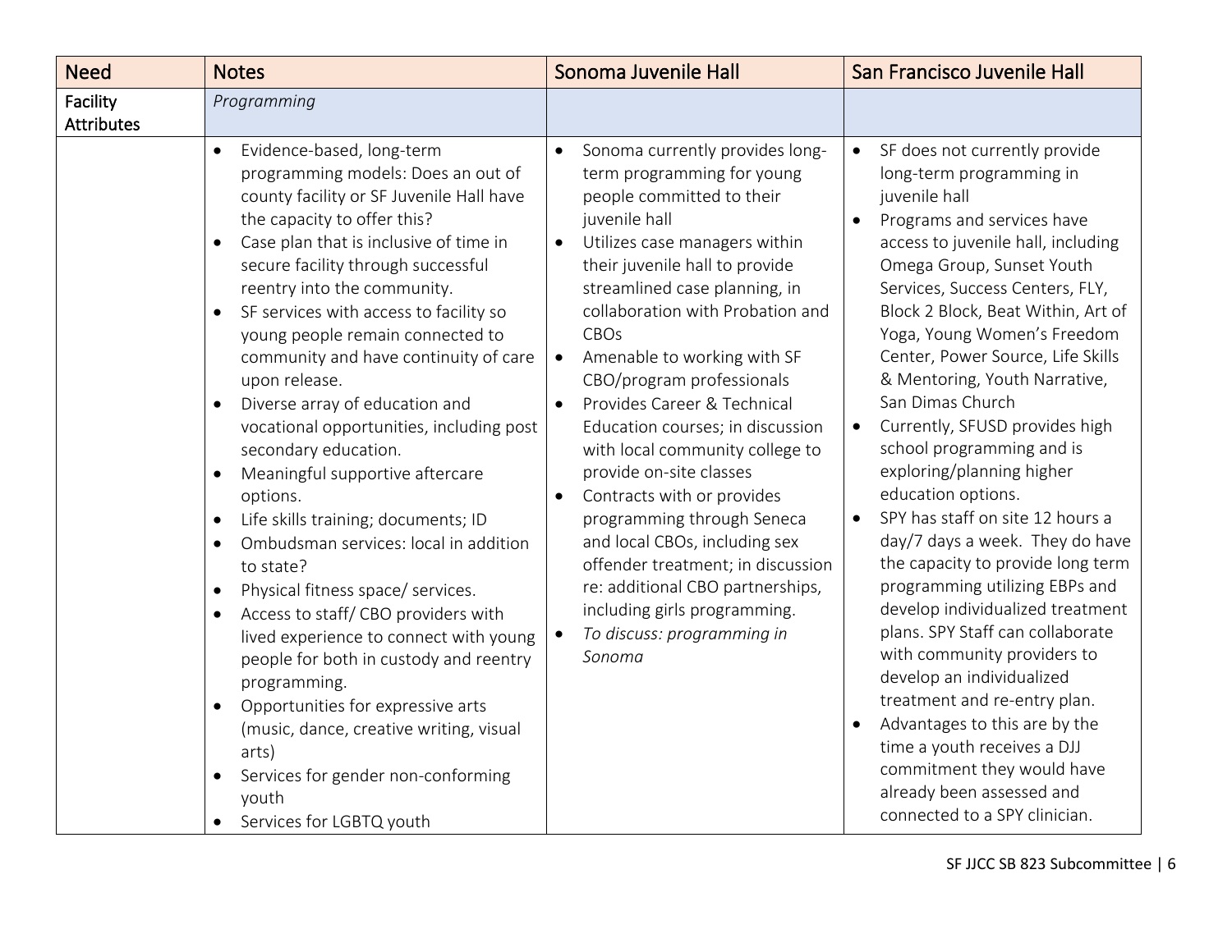| Need | Notes | Sonoma Juvenile Hall | San Francisco Juvenile Hall |
|---|---|---|---|
| Facility Attributes | *Programming* | | |
| | • Evidence-based, long-term programming models: Does an out of county facility or SF Juvenile Hall have the capacity to offer this?<br>• Case plan that is inclusive of time in secure facility through successful reentry into the community.<br>• SF services with access to facility so young people remain connected to community and have continuity of care upon release.<br>• Diverse array of education and vocational opportunities, including post secondary education.<br>• Meaningful supportive aftercare options.<br>• Life skills training; documents; ID<br>• Ombudsman services: local in addition to state?<br>• Physical fitness space/ services.<br>• Access to staff/ CBO providers with lived experience to connect with young people for both in custody and reentry programming.<br>• Opportunities for expressive arts (music, dance, creative writing, visual arts)<br>• Services for gender non-conforming youth<br>• Services for LGBTQ youth | • Sonoma currently provides long-term programming for young people committed to their juvenile hall<br>• Utilizes case managers within their juvenile hall to provide streamlined case planning, in collaboration with Probation and CBOs<br>• Amenable to working with SF CBO/program professionals<br>• Provides Career & Technical Education courses; in discussion with local community college to provide on-site classes<br>• Contracts with or provides programming through Seneca and local CBOs, including sex offender treatment; in discussion re: additional CBO partnerships, including girls programming.<br>• *To discuss: programming in Sonoma* | • SF does not currently provide long-term programming in juvenile hall<br>• Programs and services have access to juvenile hall, including Omega Group, Sunset Youth Services, Success Centers, FLY, Block 2 Block, Beat Within, Art of Yoga, Young Women's Freedom Center, Power Source, Life Skills & Mentoring, Youth Narrative, San Dimas Church<br>• Currently, SFUSD provides high school programming and is exploring/planning higher education options.<br>• SPY has staff on site 12 hours a day/7 days a week. They do have the capacity to provide long term programming utilizing EBPs and develop individualized treatment plans. SPY Staff can collaborate with community providers to develop an individualized treatment and re-entry plan.<br>• Advantages to this are by the time a youth receives a DJJ commitment they would have already been assessed and connected to a SPY clinician. |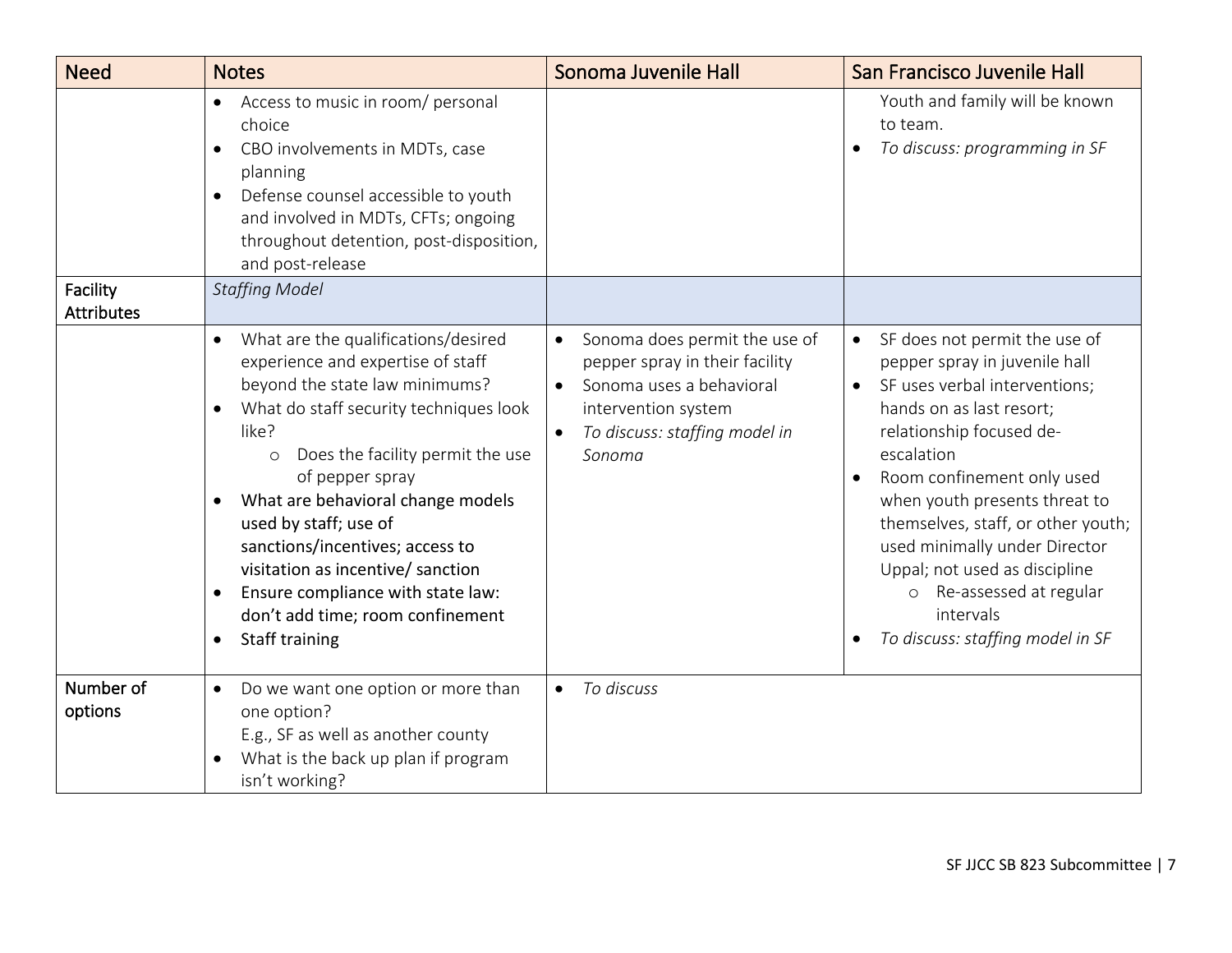| Need | Notes | Sonoma Juvenile Hall | San Francisco Juvenile Hall |
|---|---|---|---|
| | • Access to music in room/ personal choice<br>• CBO involvements in MDTs, case planning<br>• Defense counsel accessible to youth and involved in MDTs, CFTs; ongoing throughout detention, post-disposition, and post-release | | Youth and family will be known to team.<br>• *To discuss: programming in SF* |
| Facility Attributes | *Staffing Model* | | |
| | • What are the qualifications/desired experience and expertise of staff beyond the state law minimums?<br>• What do staff security techniques look like?<br>  ○ Does the facility permit the use of pepper spray<br>• What are behavioral change models used by staff; use of sanctions/incentives; access to visitation as incentive/ sanction<br>• Ensure compliance with state law: don't add time; room confinement<br>• Staff training | • Sonoma does permit the use of pepper spray in their facility<br>• Sonoma uses a behavioral intervention system<br>• *To discuss: staffing model in Sonoma* | • SF does not permit the use of pepper spray in juvenile hall<br>• SF uses verbal interventions; hands on as last resort; relationship focused de-escalation<br>• Room confinement only used when youth presents threat to themselves, staff, or other youth; used minimally under Director Uppal; not used as discipline<br>  ○ Re-assessed at regular intervals<br>• *To discuss: staffing model in SF* |
| Number of options | • Do we want one option or more than one option?<br>E.g., SF as well as another county<br>• What is the back up plan if program isn't working? | • *To discuss* | |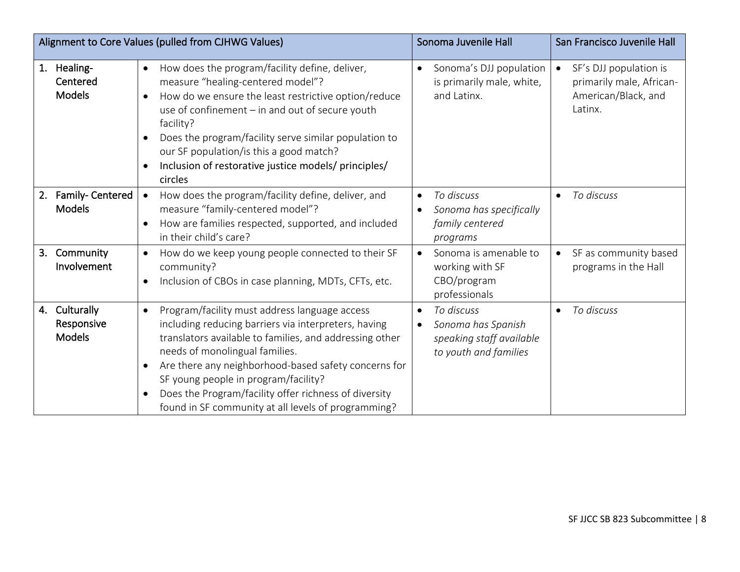| Alignment to Core Values (pulled from CJHWG Values) | | Sonoma Juvenile Hall | San Francisco Juvenile Hall |
|---|---|---|---|
| 1. **Healing-Centered Models** | • How does the program/facility define, deliver, measure "healing-centered model"?<br>• How do we ensure the least restrictive option/reduce use of confinement – in and out of secure youth facility?<br>• Does the program/facility serve similar population to our SF population/is this a good match?<br>• Inclusion of restorative justice models/ principles/ circles | • Sonoma's DJJ population is primarily male, white, and Latinx. | • SF's DJJ population is primarily male, African-American/Black, and Latinx. |
| 2. **Family- Centered Models** | • How does the program/facility define, deliver, and measure "family-centered model"?<br>• How are families respected, supported, and included in their child's care? | • *To discuss*<br>• *Sonoma has specifically family centered programs* | • *To discuss* |
| 3. **Community Involvement** | • How do we keep young people connected to their SF community?<br>• Inclusion of CBOs in case planning, MDTs, CFTs, etc. | • Sonoma is amenable to working with SF CBO/program professionals | • SF as community based programs in the Hall |
| 4. **Culturally Responsive Models** | • Program/facility must address language access including reducing barriers via interpreters, having translators available to families, and addressing other needs of monolingual families.<br>• Are there any neighborhood-based safety concerns for SF young people in program/facility?<br>• Does the Program/facility offer richness of diversity found in SF community at all levels of programming? | • *To discuss*<br>• *Sonoma has Spanish speaking staff available to youth and families* | • *To discuss* |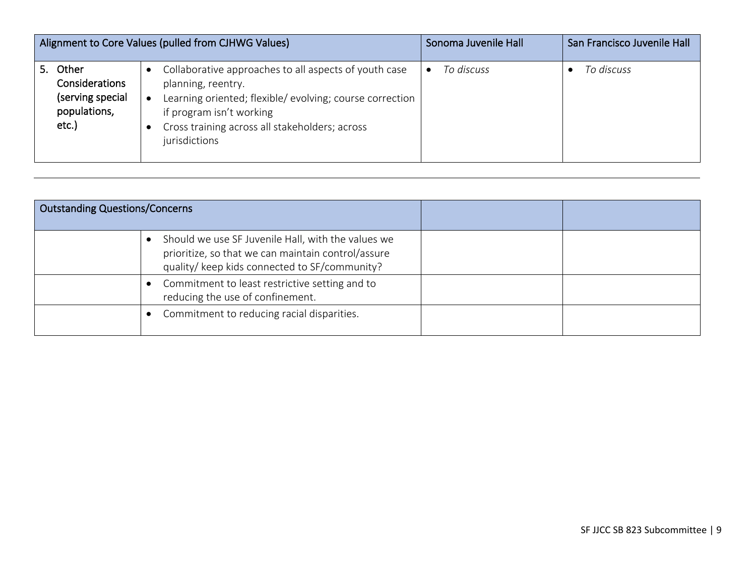| Alignment to Core Values (pulled from CJHWG Values) | | Sonoma Juvenile Hall | San Francisco Juvenile Hall |
|---|---|---|---|
| 5. Other Considerations (serving special populations, etc.) | • Collaborative approaches to all aspects of youth case planning, reentry.<br>• Learning oriented; flexible/ evolving; course correction if program isn't working<br>• Cross training across all stakeholders; across jurisdictions | • *To discuss* | • *To discuss* |

---

| Outstanding Questions/Concerns | | | |
|---|---|---|---|
| | • Should we use SF Juvenile Hall, with the values we prioritize, so that we can maintain control/assure quality/ keep kids connected to SF/community? | | |
| | • Commitment to least restrictive setting and to reducing the use of confinement. | | |
| | • Commitment to reducing racial disparities. | | |